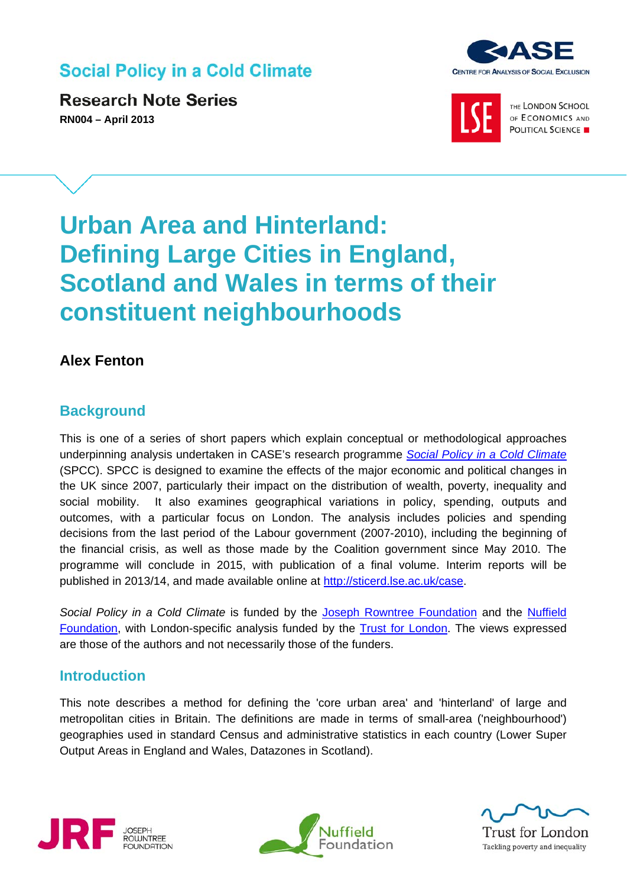Social Policy in a Cold Climate

**Research Note Series**

**RN004 – April 2013**

# Urban Area and Hinterland: Defining Large Cities in England, Scotland and Wales in terms of their constituent neighbourhoods

**Alex Fenton**

## Background

This is one of a series of short papers which explain conceptual or methodological approaches underpinning analysis undertaken in CASE's research programme *Social Policy in a Cold Climate* (SPCC). SPCC is designed to examine the effects of the major economic and political changes in the UK since 2007, particularly their impact on the distribution of wealth, poverty, inequality and social mobility. It also examines geographical variations in policy, spending, outputs and outcomes, with a particular focus on London. The analysis includes policies and spending decisions from the last period of the Labour government (2007-2010), including the beginning of the financial crisis, as well as those made by the Coalition government since May 2010. The programme will conclude in 2015, with publication of a final volume. Interim reports will be published in 2013/14, and made available online at http://sticerd.lse.ac.uk/case.

*Social Policy in a Cold Climate* is funded by the Joseph Rowntree Foundation and the Nuffield Foundation, with London-specific analysis funded by the Trust for London. The views expressed are those of the authors and not necessarily those of the funders.

## Introduction

This note describes a method for defining the 'core urban area' and 'hinterland' of large and metropolitan cities in Britain. The definitions are made in terms of small-area ('neighbourhood') geographies used in standard Census and administrative statistics in each country (Lower Super Output Areas in England and Wales, Datazones in Scotland).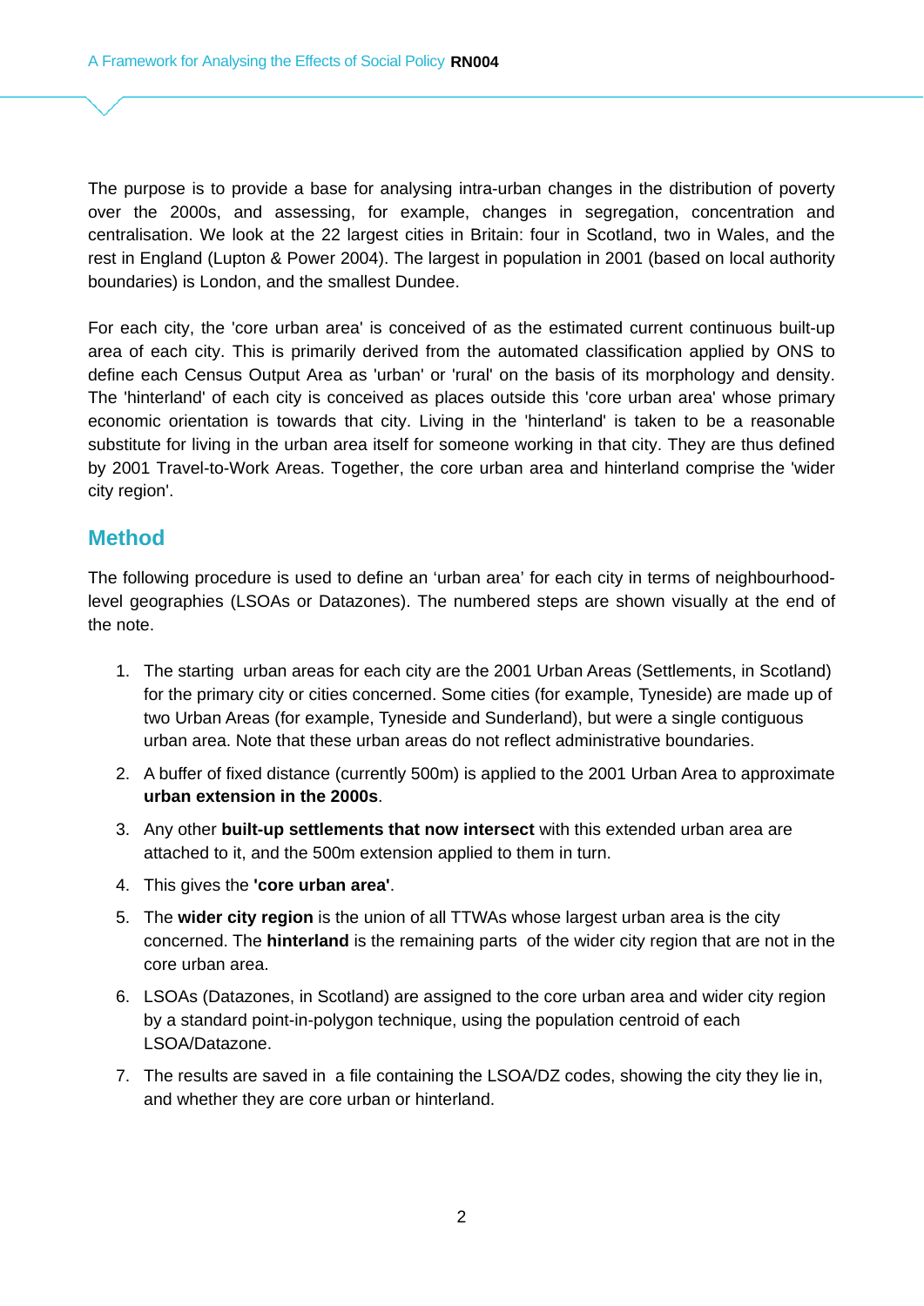The purpose is to provide a base for analysing intra-urban changes in the distribution of poverty over the 2000s, and assessing, for example, changes in segregation, concentration and centralisation. We look at the 22 largest cities in Britain: four in Scotland, two in Wales, and the rest in England (Lupton & Power 2004). The largest in population in 2001 (based on local authority boundaries) is London, and the smallest Dundee.

For each city, the 'core urban area' is conceived of as the estimated current continuous built-up area of each city. This is primarily derived from the automated classification applied by ONS to define each Census Output Area as 'urban' or 'rural' on the basis of its morphology and density. The 'hinterland' of each city is conceived as places outside this 'core urban area' whose primary economic orientation is towards that city. Living in the 'hinterland' is taken to be a reasonable substitute for living in the urban area itself for someone working in that city. They are thus defined by 2001 Travel-to-Work Areas. Together, the core urban area and hinterland comprise the 'wider city region'.

## Method

The following procedure is used to define an 'urban area' for each city in terms of neighbourhood-level geographies (LSOAs or Datazones). The numbered steps are shown visually at the end of the note.

1. The starting urban areas for each city are the 2001 Urban Areas (Settlements, in Scotland) for the primary city or cities concerned. Some cities (for example, Tyneside) are made up of two Urban Areas (for example, Tyneside and Sunderland), but were a single contiguous urban area. Note that these urban areas do not reflect administrative boundaries.
2. A buffer of fixed distance (currently 500m) is applied to the 2001 Urban Area to approximate **urban extension in the 2000s**.
3. Any other **built-up settlements that now intersect** with this extended urban area are attached to it, and the 500m extension applied to them in turn.
4. This gives the **'core urban area'**.
5. The **wider city region** is the union of all TTWAs whose largest urban area is the city concerned. The **hinterland** is the remaining parts of the wider city region that are not in the core urban area.
6. LSOAs (Datazones, in Scotland) are assigned to the core urban area and wider city region by a standard point-in-polygon technique, using the population centroid of each LSOA/Datazone.
7. The results are saved in a file containing the LSOA/DZ codes, showing the city they lie in, and whether they are core urban or hinterland.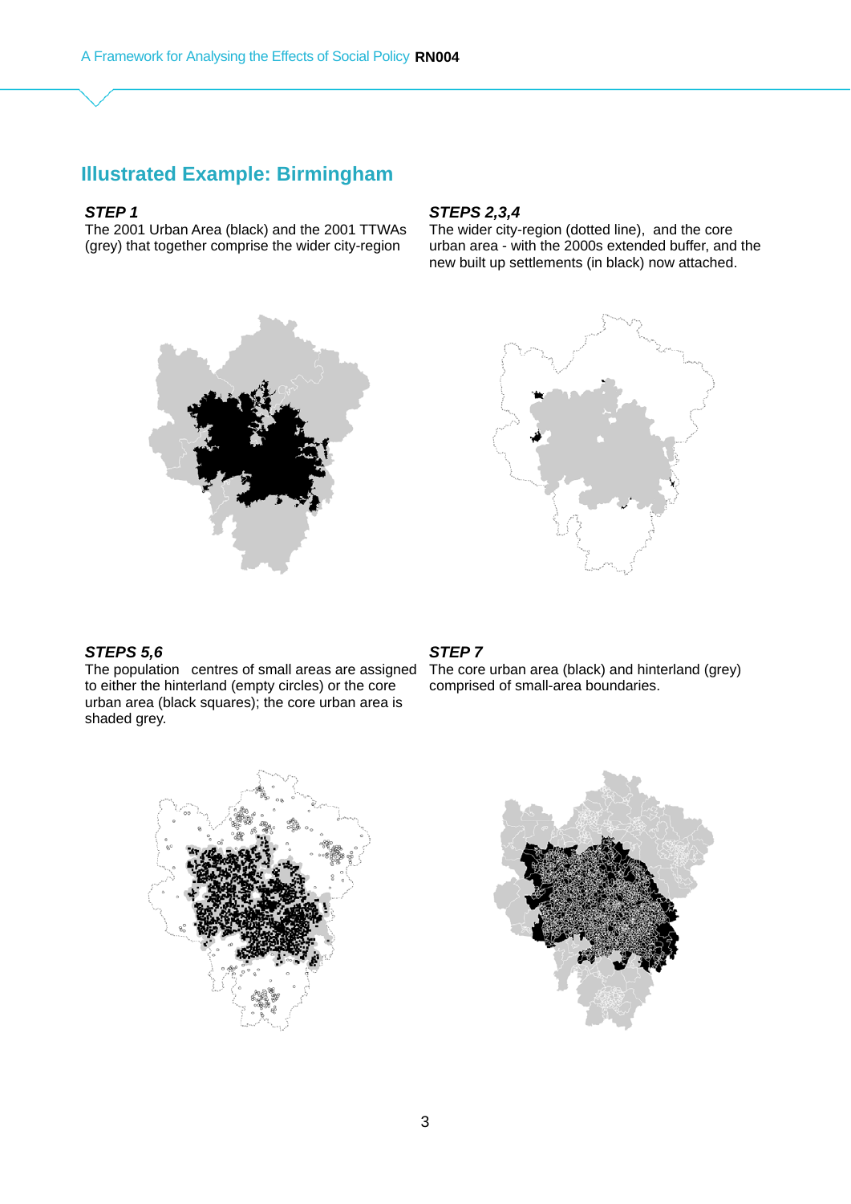## Illustrated Example: Birmingham

***STEP 1***

The 2001 Urban Area (black) and the 2001 TTWAs (grey) that together comprise the wider city-region

***STEPS 2,3,4***

The wider city-region (dotted line), and the core urban area - with the 2000s extended buffer, and the new built up settlements (in black) now attached.

***STEPS 5,6***

The population centres of small areas are assigned to either the hinterland (empty circles) or the core urban area (black squares); the core urban area is shaded grey.

***STEP 7***

The core urban area (black) and hinterland (grey) comprised of small-area boundaries.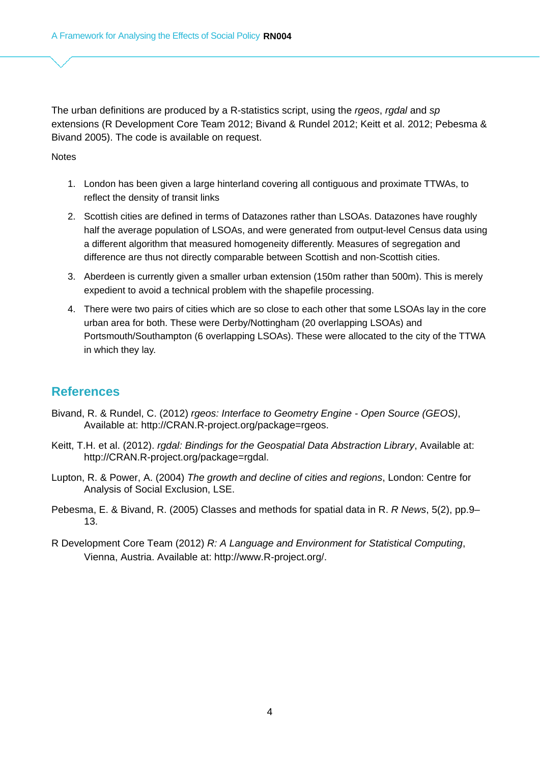The urban definitions are produced by a R-statistics script, using the *rgeos*, *rgdal* and *sp* extensions (R Development Core Team 2012; Bivand & Rundel 2012; Keitt et al. 2012; Pebesma & Bivand 2005). The code is available on request.

Notes

1. London has been given a large hinterland covering all contiguous and proximate TTWAs, to reflect the density of transit links
2. Scottish cities are defined in terms of Datazones rather than LSOAs. Datazones have roughly half the average population of LSOAs, and were generated from output-level Census data using a different algorithm that measured homogeneity differently. Measures of segregation and difference are thus not directly comparable between Scottish and non-Scottish cities.
3. Aberdeen is currently given a smaller urban extension (150m rather than 500m). This is merely expedient to avoid a technical problem with the shapefile processing.
4. There were two pairs of cities which are so close to each other that some LSOAs lay in the core urban area for both. These were Derby/Nottingham (20 overlapping LSOAs) and Portsmouth/Southampton (6 overlapping LSOAs). These were allocated to the city of the TTWA in which they lay.

## References

Bivand, R. & Rundel, C. (2012) *rgeos: Interface to Geometry Engine - Open Source (GEOS)*, Available at: http://CRAN.R-project.org/package=rgeos.

Keitt, T.H. et al. (2012). *rgdal: Bindings for the Geospatial Data Abstraction Library*, Available at: http://CRAN.R-project.org/package=rgdal.

Lupton, R. & Power, A. (2004) *The growth and decline of cities and regions*, London: Centre for Analysis of Social Exclusion, LSE.

Pebesma, E. & Bivand, R. (2005) Classes and methods for spatial data in R. *R News*, 5(2), pp.9–13.

R Development Core Team (2012) *R: A Language and Environment for Statistical Computing*, Vienna, Austria. Available at: http://www.R-project.org/.